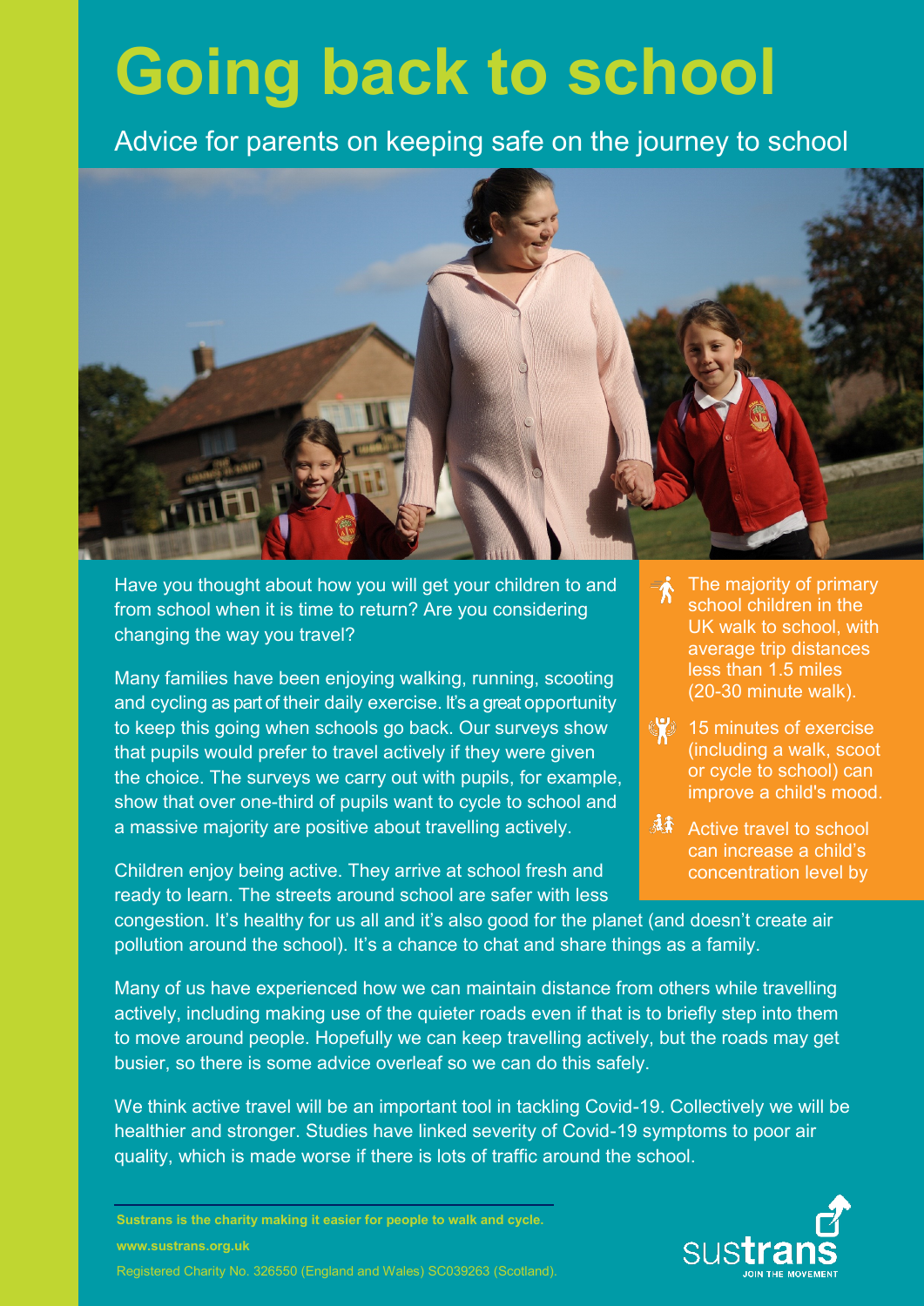# Going back to school

## Advice for parents on keeping safe on the journey to school

Have you thought about how you will get your children to and from school when it is time to return? Are you considering changing the way you travel?

Many families have been enjoying walking, running, scooting and cycling as part of their daily exercise. It's a great opportunity to keep this going when schools go back. Our surveys show that pupils would prefer to travel actively if they were given the choice. The surveys we carry out with pupils, for example, show that over one-third of pupils want to cycle to school and a massive majority are positive about travelling actively.

Children enjoy being active. They arrive at school fresh and ready to learn. The streets around school are safer with less congestion. It's healthy for us all and it's also good for the planet (and doesn't create air pollution around the school). It's a chance to chat and share things as a family.

Many of us have experienced how we can maintain distance from others while travelling actively, including making use of the quieter roads even if that is to briefly step into them to move around people. Hopefully we can keep travelling actively, but the roads may get busier, so there is some advice overleaf so we can do this safely.

We think active travel will be an important tool in tackling Covid-19. Collectively we will be healthier and stronger. Studies have linked severity of Covid-19 symptoms to poor air quality, which is made worse if there is lots of traffic around the school.

- The majority of primary school children in the UK walk to school, with average trip distances less than 1.5 miles (20-30 minute walk).
- 15 minutes of exercise (including a walk, scoot or cycle to school) can improve a child's mood.
- Active travel to school can increase a child's concentration level by

**Sustrans is the charity making it easier for people to walk and cycle.**

**www.sustrans.org.uk**

Registered Charity No. 326550 (England and Wales) SC039263 (Scotland).

sustrans JOIN THE MOVEMENT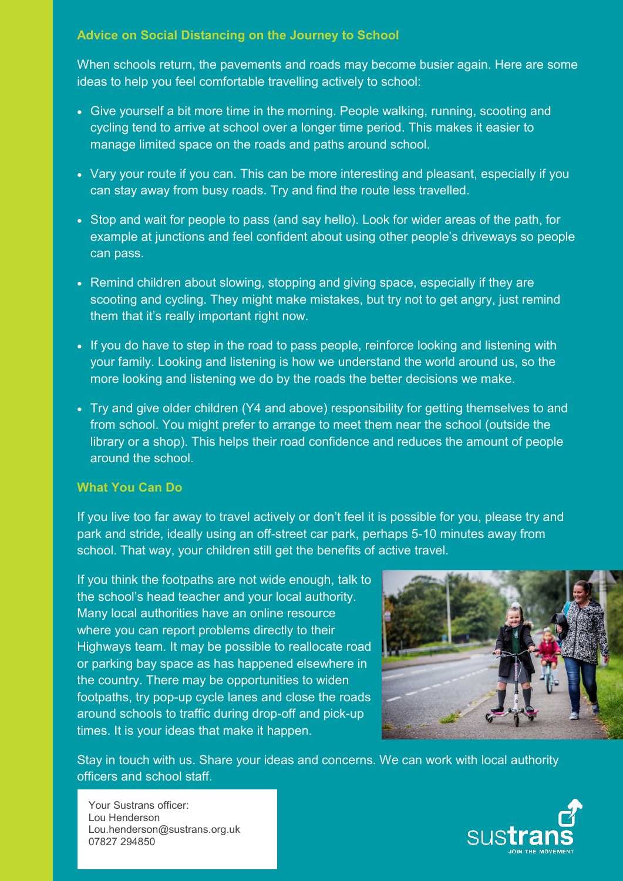## Advice on Social Distancing on the Journey to School

When schools return, the pavements and roads may become busier again. Here are some ideas to help you feel comfortable travelling actively to school:

- Give yourself a bit more time in the morning. People walking, running, scooting and cycling tend to arrive at school over a longer time period. This makes it easier to manage limited space on the roads and paths around school.
- Vary your route if you can. This can be more interesting and pleasant, especially if you can stay away from busy roads. Try and find the route less travelled.
- Stop and wait for people to pass (and say hello). Look for wider areas of the path, for example at junctions and feel confident about using other people's driveways so people can pass.
- Remind children about slowing, stopping and giving space, especially if they are scooting and cycling. They might make mistakes, but try not to get angry, just remind them that it's really important right now.
- If you do have to step in the road to pass people, reinforce looking and listening with your family. Looking and listening is how we understand the world around us, so the more looking and listening we do by the roads the better decisions we make.
- Try and give older children (Y4 and above) responsibility for getting themselves to and from school. You might prefer to arrange to meet them near the school (outside the library or a shop). This helps their road confidence and reduces the amount of people around the school.

## What You Can Do

If you live too far away to travel actively or don't feel it is possible for you, please try and park and stride, ideally using an off-street car park, perhaps 5-10 minutes away from school. That way, your children still get the benefits of active travel.

If you think the footpaths are not wide enough, talk to the school's head teacher and your local authority. Many local authorities have an online resource where you can report problems directly to their Highways team. It may be possible to reallocate road or parking bay space as has happened elsewhere in the country. There may be opportunities to widen footpaths, try pop-up cycle lanes and close the roads around schools to traffic during drop-off and pick-up times. It is your ideas that make it happen.

Stay in touch with us. Share your ideas and concerns. We can work with local authority officers and school staff.

Your Sustrans officer:
Lou Henderson
Lou.henderson@sustrans.org.uk
07827 294850

sustrans
JOIN THE MOVEMENT